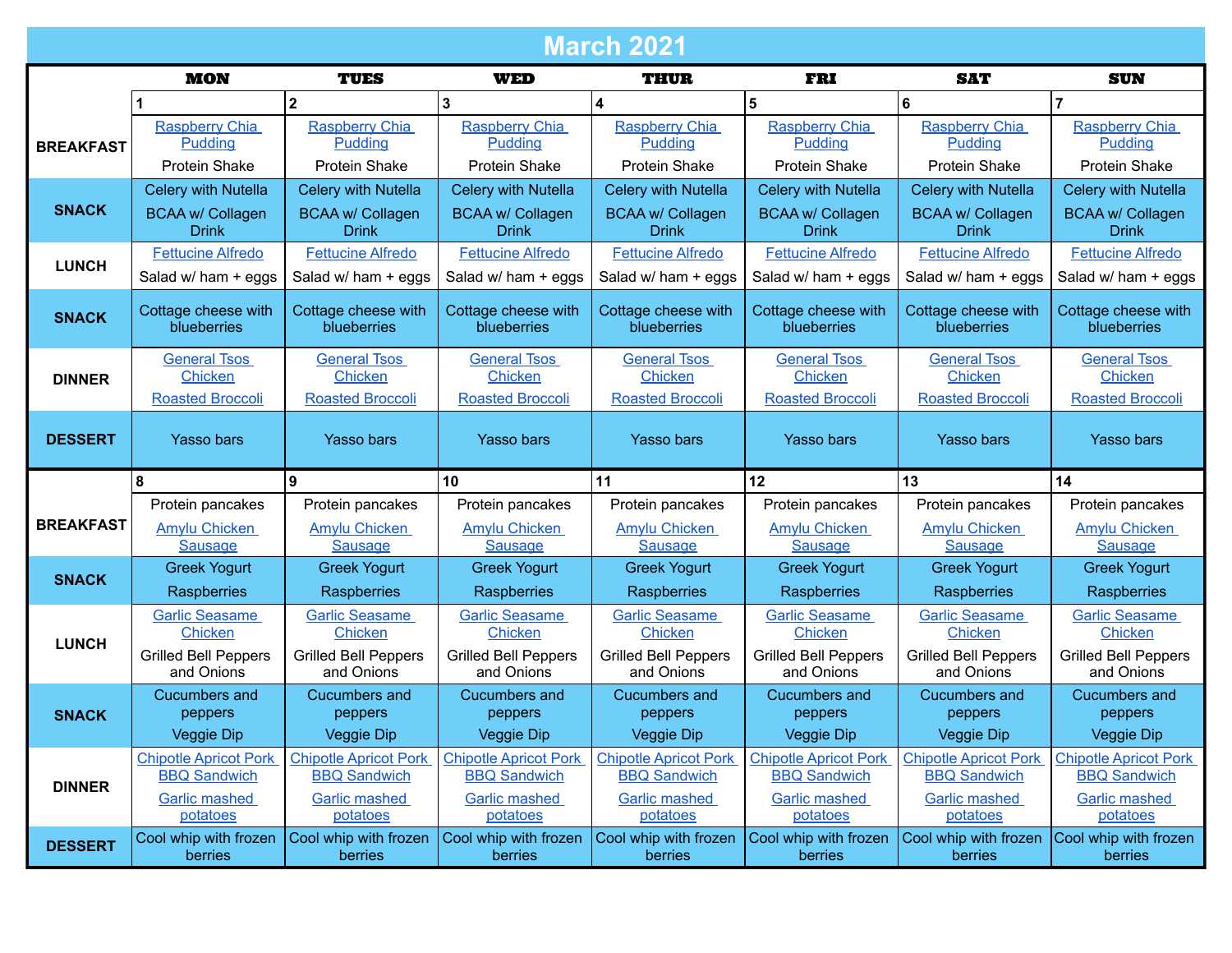# March 2021

| | MON | TUES | WED | THUR | FRI | SAT | SUN |
|---|---|---|---|---|---|---|---|
| | 1 | 2 | 3 | 4 | 5 | 6 | 7 |
| **BREAKFAST** | Raspberry Chia Pudding<br>Protein Shake | Raspberry Chia Pudding<br>Protein Shake | Raspberry Chia Pudding<br>Protein Shake | Raspberry Chia Pudding<br>Protein Shake | Raspberry Chia Pudding<br>Protein Shake | Raspberry Chia Pudding<br>Protein Shake | Raspberry Chia Pudding<br>Protein Shake |
| **SNACK** | Celery with Nutella<br>BCAA w/ Collagen Drink | Celery with Nutella<br>BCAA w/ Collagen Drink | Celery with Nutella<br>BCAA w/ Collagen Drink | Celery with Nutella<br>BCAA w/ Collagen Drink | Celery with Nutella<br>BCAA w/ Collagen Drink | Celery with Nutella<br>BCAA w/ Collagen Drink | Celery with Nutella<br>BCAA w/ Collagen Drink |
| **LUNCH** | Fettucine Alfredo<br>Salad w/ ham + eggs | Fettucine Alfredo<br>Salad w/ ham + eggs | Fettucine Alfredo<br>Salad w/ ham + eggs | Fettucine Alfredo<br>Salad w/ ham + eggs | Fettucine Alfredo<br>Salad w/ ham + eggs | Fettucine Alfredo<br>Salad w/ ham + eggs | Fettucine Alfredo<br>Salad w/ ham + eggs |
| **SNACK** | Cottage cheese with blueberries | Cottage cheese with blueberries | Cottage cheese with blueberries | Cottage cheese with blueberries | Cottage cheese with blueberries | Cottage cheese with blueberries | Cottage cheese with blueberries |
| **DINNER** | General Tsos Chicken<br>Roasted Broccoli | General Tsos Chicken<br>Roasted Broccoli | General Tsos Chicken<br>Roasted Broccoli | General Tsos Chicken<br>Roasted Broccoli | General Tsos Chicken<br>Roasted Broccoli | General Tsos Chicken<br>Roasted Broccoli | General Tsos Chicken<br>Roasted Broccoli |
| **DESSERT** | Yasso bars | Yasso bars | Yasso bars | Yasso bars | Yasso bars | Yasso bars | Yasso bars |
| | 8 | 9 | 10 | 11 | 12 | 13 | 14 |
| **BREAKFAST** | Protein pancakes<br>Amylu Chicken Sausage | Protein pancakes<br>Amylu Chicken Sausage | Protein pancakes<br>Amylu Chicken Sausage | Protein pancakes<br>Amylu Chicken Sausage | Protein pancakes<br>Amylu Chicken Sausage | Protein pancakes<br>Amylu Chicken Sausage | Protein pancakes<br>Amylu Chicken Sausage |
| **SNACK** | Greek Yogurt<br>Raspberries | Greek Yogurt<br>Raspberries | Greek Yogurt<br>Raspberries | Greek Yogurt<br>Raspberries | Greek Yogurt<br>Raspberries | Greek Yogurt<br>Raspberries | Greek Yogurt<br>Raspberries |
| **LUNCH** | Garlic Seasame Chicken<br>Grilled Bell Peppers and Onions | Garlic Seasame Chicken<br>Grilled Bell Peppers and Onions | Garlic Seasame Chicken<br>Grilled Bell Peppers and Onions | Garlic Seasame Chicken<br>Grilled Bell Peppers and Onions | Garlic Seasame Chicken<br>Grilled Bell Peppers and Onions | Garlic Seasame Chicken<br>Grilled Bell Peppers and Onions | Garlic Seasame Chicken<br>Grilled Bell Peppers and Onions |
| **SNACK** | Cucumbers and peppers<br>Veggie Dip | Cucumbers and peppers<br>Veggie Dip | Cucumbers and peppers<br>Veggie Dip | Cucumbers and peppers<br>Veggie Dip | Cucumbers and peppers<br>Veggie Dip | Cucumbers and peppers<br>Veggie Dip | Cucumbers and peppers<br>Veggie Dip |
| **DINNER** | Chipotle Apricot Pork BBQ Sandwich<br>Garlic mashed potatoes | Chipotle Apricot Pork BBQ Sandwich<br>Garlic mashed potatoes | Chipotle Apricot Pork BBQ Sandwich<br>Garlic mashed potatoes | Chipotle Apricot Pork BBQ Sandwich<br>Garlic mashed potatoes | Chipotle Apricot Pork BBQ Sandwich<br>Garlic mashed potatoes | Chipotle Apricot Pork BBQ Sandwich<br>Garlic mashed potatoes | Chipotle Apricot Pork BBQ Sandwich<br>Garlic mashed potatoes |
| **DESSERT** | Cool whip with frozen berries | Cool whip with frozen berries | Cool whip with frozen berries | Cool whip with frozen berries | Cool whip with frozen berries | Cool whip with frozen berries | Cool whip with frozen berries |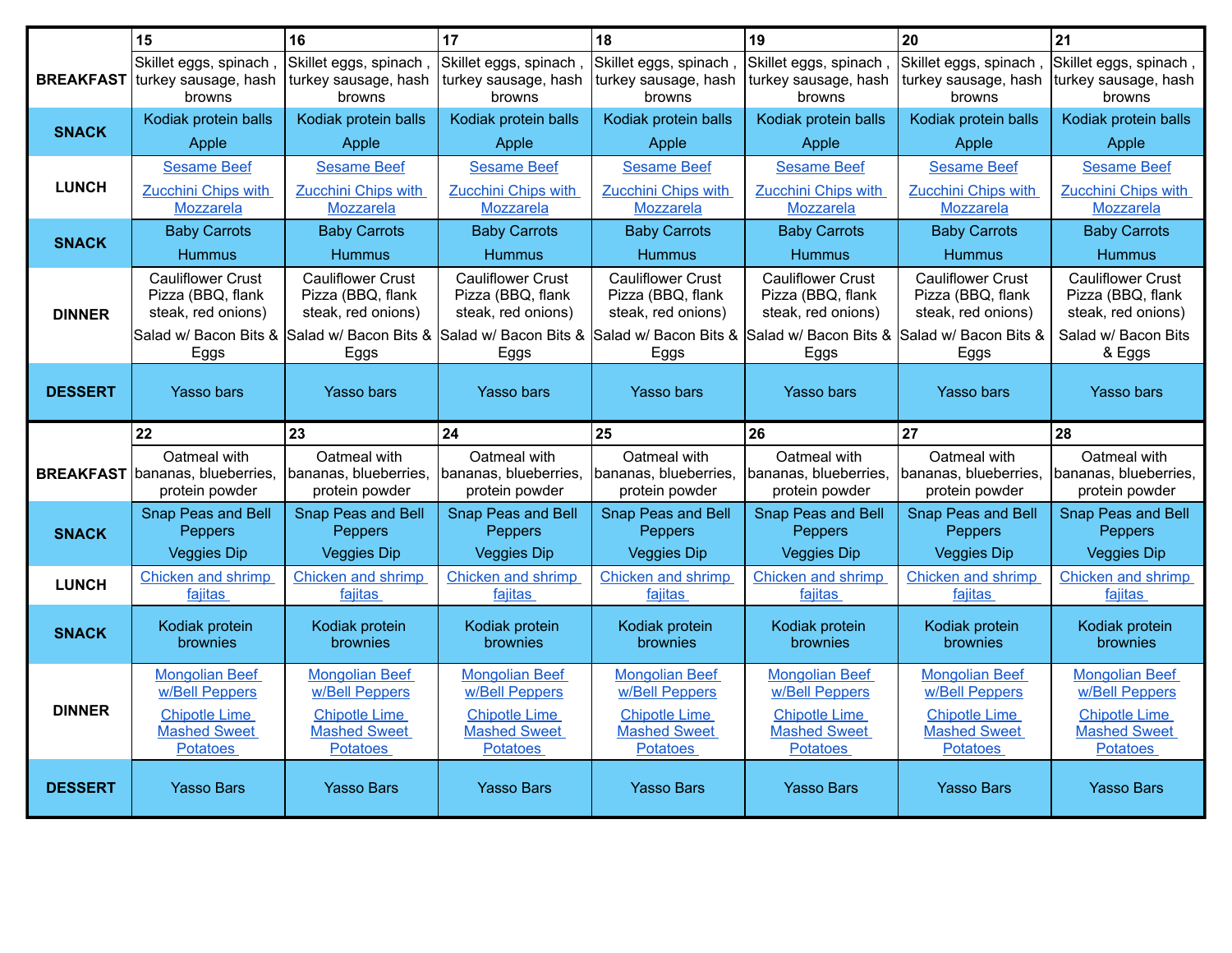| | 15 | 16 | 17 | 18 | 19 | 20 | 21 |
|---|---|---|---|---|---|---|---|
| **BREAKFAST** | Skillet eggs, spinach , turkey sausage, hash browns | Skillet eggs, spinach , turkey sausage, hash browns | Skillet eggs, spinach , turkey sausage, hash browns | Skillet eggs, spinach , turkey sausage, hash browns | Skillet eggs, spinach , turkey sausage, hash browns | Skillet eggs, spinach , turkey sausage, hash browns | Skillet eggs, spinach , turkey sausage, hash browns |
| **SNACK** | Kodiak protein balls<br>Apple | Kodiak protein balls<br>Apple | Kodiak protein balls<br>Apple | Kodiak protein balls<br>Apple | Kodiak protein balls<br>Apple | Kodiak protein balls<br>Apple | Kodiak protein balls<br>Apple |
| **LUNCH** | Sesame Beef<br>Zucchini Chips with Mozzarela | Sesame Beef<br>Zucchini Chips with Mozzarela | Sesame Beef<br>Zucchini Chips with Mozzarela | Sesame Beef<br>Zucchini Chips with Mozzarela | Sesame Beef<br>Zucchini Chips with Mozzarela | Sesame Beef<br>Zucchini Chips with Mozzarela | Sesame Beef<br>Zucchini Chips with Mozzarela |
| **SNACK** | Baby Carrots<br>Hummus | Baby Carrots<br>Hummus | Baby Carrots<br>Hummus | Baby Carrots<br>Hummus | Baby Carrots<br>Hummus | Baby Carrots<br>Hummus | Baby Carrots<br>Hummus |
| **DINNER** | Cauliflower Crust Pizza (BBQ, flank steak, red onions)<br>Salad w/ Bacon Bits & Eggs | Cauliflower Crust Pizza (BBQ, flank steak, red onions)<br>Salad w/ Bacon Bits & Eggs | Cauliflower Crust Pizza (BBQ, flank steak, red onions)<br>Salad w/ Bacon Bits & Eggs | Cauliflower Crust Pizza (BBQ, flank steak, red onions)<br>Salad w/ Bacon Bits & Eggs | Cauliflower Crust Pizza (BBQ, flank steak, red onions)<br>Salad w/ Bacon Bits & Eggs | Cauliflower Crust Pizza (BBQ, flank steak, red onions)<br>Salad w/ Bacon Bits & Eggs | Cauliflower Crust Pizza (BBQ, flank steak, red onions)<br>Salad w/ Bacon Bits & Eggs |
| **DESSERT** | Yasso bars | Yasso bars | Yasso bars | Yasso bars | Yasso bars | Yasso bars | Yasso bars |

| | 22 | 23 | 24 | 25 | 26 | 27 | 28 |
|---|---|---|---|---|---|---|---|
| **BREAKFAST** | Oatmeal with bananas, blueberries, protein powder | Oatmeal with bananas, blueberries, protein powder | Oatmeal with bananas, blueberries, protein powder | Oatmeal with bananas, blueberries, protein powder | Oatmeal with bananas, blueberries, protein powder | Oatmeal with bananas, blueberries, protein powder | Oatmeal with bananas, blueberries, protein powder |
| **SNACK** | Snap Peas and Bell Peppers<br>Veggies Dip | Snap Peas and Bell Peppers<br>Veggies Dip | Snap Peas and Bell Peppers<br>Veggies Dip | Snap Peas and Bell Peppers<br>Veggies Dip | Snap Peas and Bell Peppers<br>Veggies Dip | Snap Peas and Bell Peppers<br>Veggies Dip | Snap Peas and Bell Peppers<br>Veggies Dip |
| **LUNCH** | Chicken and shrimp fajitas | Chicken and shrimp fajitas | Chicken and shrimp fajitas | Chicken and shrimp fajitas | Chicken and shrimp fajitas | Chicken and shrimp fajitas | Chicken and shrimp fajitas |
| **SNACK** | Kodiak protein brownies | Kodiak protein brownies | Kodiak protein brownies | Kodiak protein brownies | Kodiak protein brownies | Kodiak protein brownies | Kodiak protein brownies |
| **DINNER** | Mongolian Beef w/Bell Peppers<br>Chipotle Lime Mashed Sweet Potatoes | Mongolian Beef w/Bell Peppers<br>Chipotle Lime Mashed Sweet Potatoes | Mongolian Beef w/Bell Peppers<br>Chipotle Lime Mashed Sweet Potatoes | Mongolian Beef w/Bell Peppers<br>Chipotle Lime Mashed Sweet Potatoes | Mongolian Beef w/Bell Peppers<br>Chipotle Lime Mashed Sweet Potatoes | Mongolian Beef w/Bell Peppers<br>Chipotle Lime Mashed Sweet Potatoes | Mongolian Beef w/Bell Peppers<br>Chipotle Lime Mashed Sweet Potatoes |
| **DESSERT** | Yasso Bars | Yasso Bars | Yasso Bars | Yasso Bars | Yasso Bars | Yasso Bars | Yasso Bars |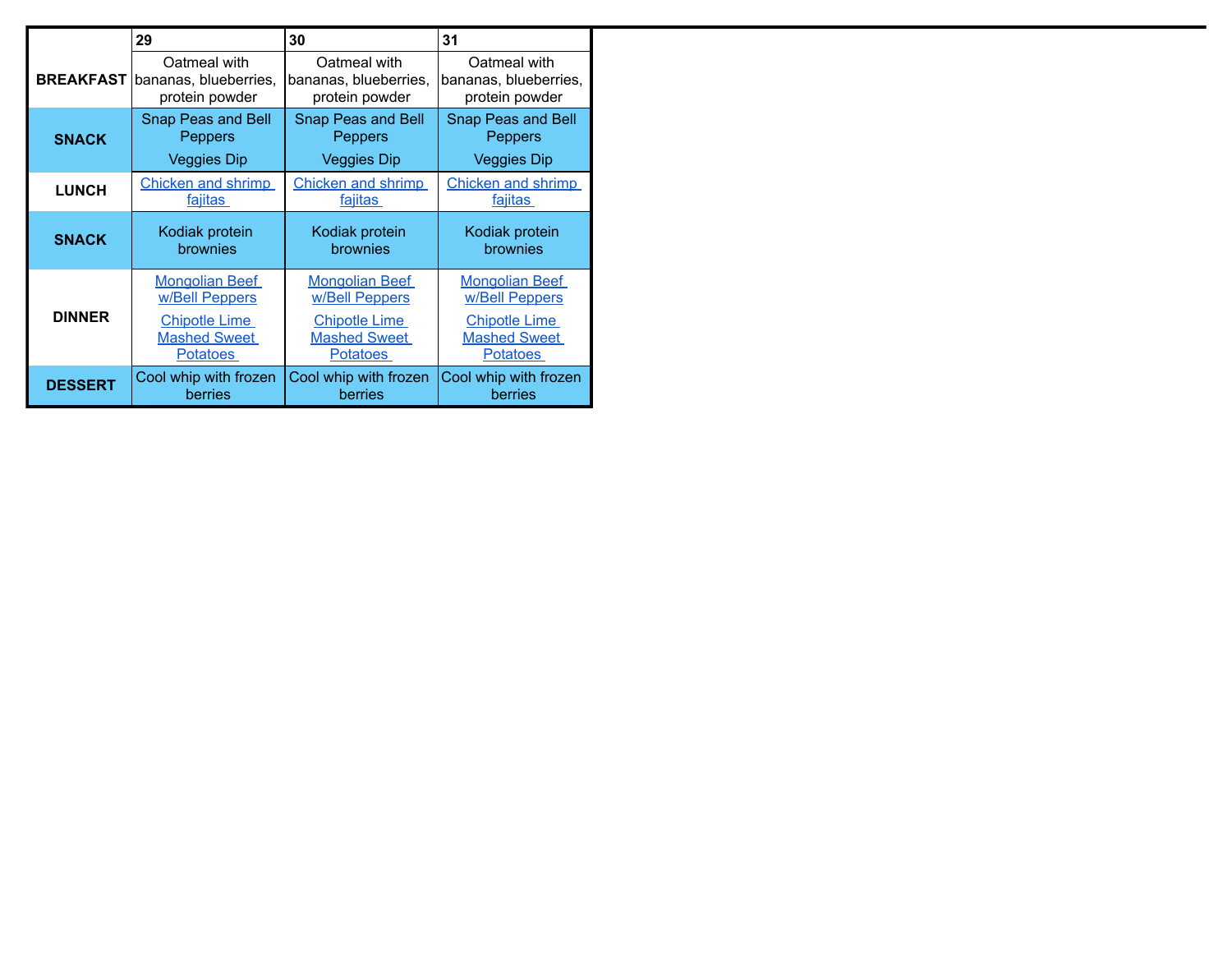| | 29 | 30 | 31 |
|---|---|---|---|
| **BREAKFAST** | Oatmeal with bananas, blueberries, protein powder | Oatmeal with bananas, blueberries, protein powder | Oatmeal with bananas, blueberries, protein powder |
| **SNACK** | Snap Peas and Bell Peppers<br>Veggies Dip | Snap Peas and Bell Peppers<br>Veggies Dip | Snap Peas and Bell Peppers<br>Veggies Dip |
| **LUNCH** | Chicken and shrimp fajitas | Chicken and shrimp fajitas | Chicken and shrimp fajitas |
| **SNACK** | Kodiak protein brownies | Kodiak protein brownies | Kodiak protein brownies |
| **DINNER** | Mongolian Beef w/Bell Peppers<br>Chipotle Lime Mashed Sweet Potatoes | Mongolian Beef w/Bell Peppers<br>Chipotle Lime Mashed Sweet Potatoes | Mongolian Beef w/Bell Peppers<br>Chipotle Lime Mashed Sweet Potatoes |
| **DESSERT** | Cool whip with frozen berries | Cool whip with frozen berries | Cool whip with frozen berries |